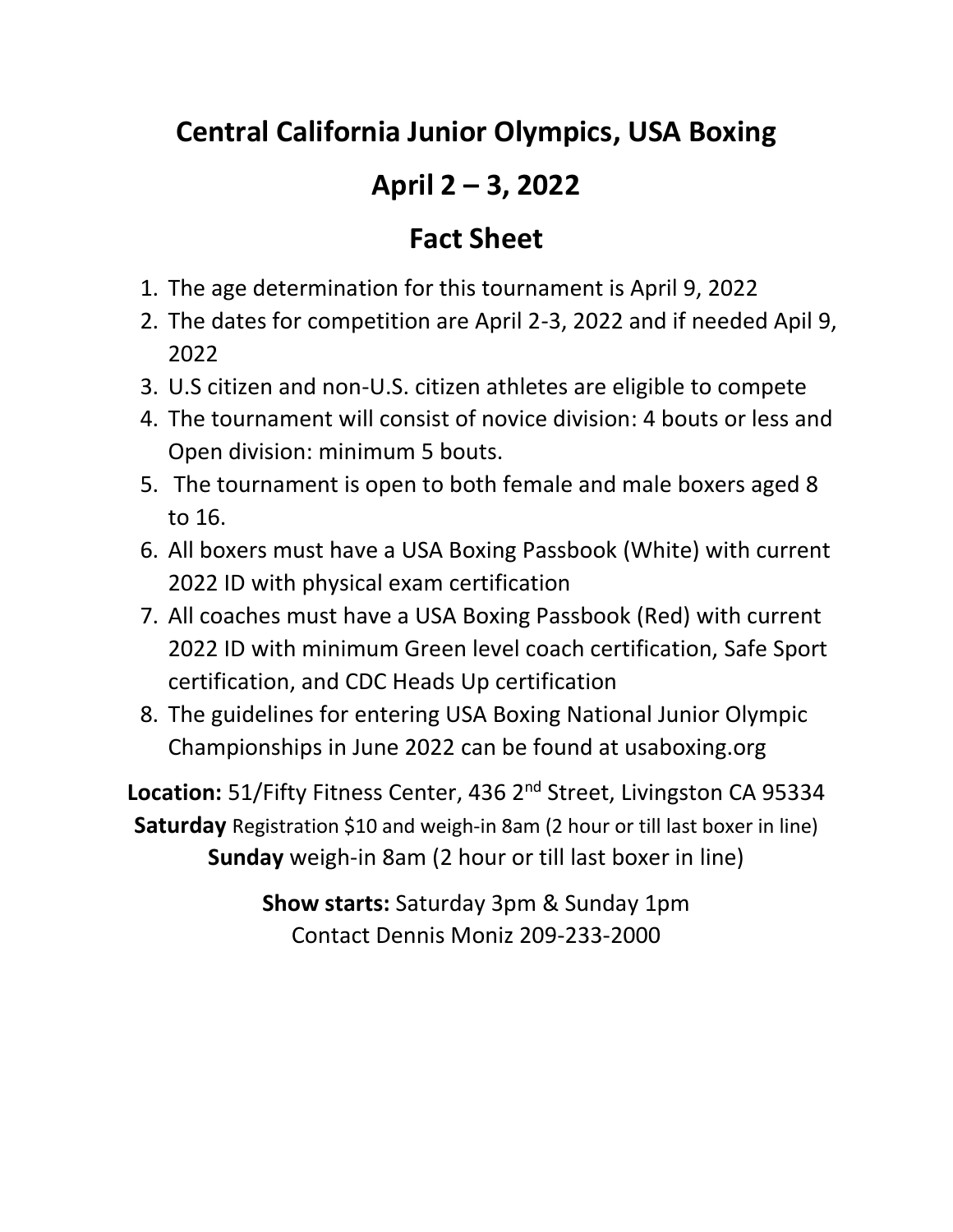# Central California Junior Olympics, USA Boxing

## April 2 – 3, 2022

## Fact Sheet

1. The age determination for this tournament is April 9, 2022
2. The dates for competition are April 2-3, 2022 and if needed Apil 9, 2022
3. U.S citizen and non-U.S. citizen athletes are eligible to compete
4. The tournament will consist of novice division: 4 bouts or less and Open division: minimum 5 bouts.
5. The tournament is open to both female and male boxers aged 8 to 16.
6. All boxers must have a USA Boxing Passbook (White) with current 2022 ID with physical exam certification
7. All coaches must have a USA Boxing Passbook (Red) with current 2022 ID with minimum Green level coach certification, Safe Sport certification, and CDC Heads Up certification
8. The guidelines for entering USA Boxing National Junior Olympic Championships in June 2022 can be found at usaboxing.org

**Location:** 51/Fifty Fitness Center, 436 2nd Street, Livingston CA 95334

**Saturday** Registration $10 and weigh-in 8am (2 hour or till last boxer in line)

**Sunday** weigh-in 8am (2 hour or till last boxer in line)

**Show starts:** Saturday 3pm & Sunday 1pm

Contact Dennis Moniz 209-233-2000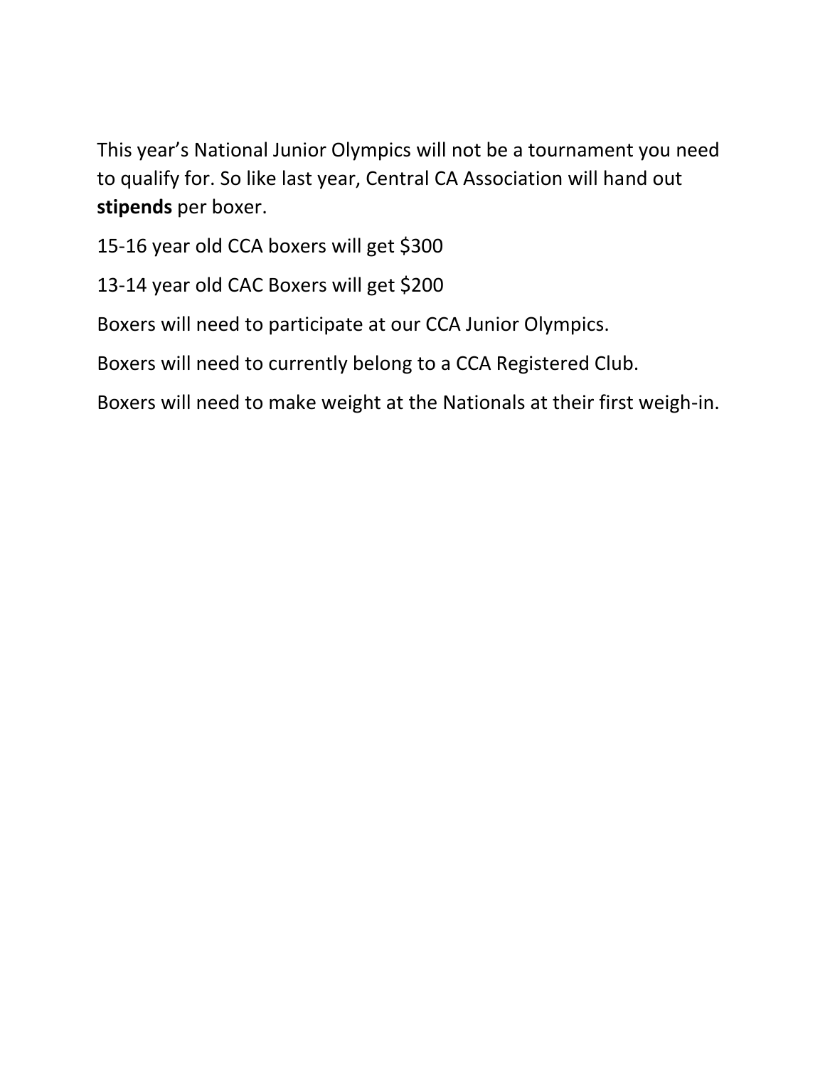This year's National Junior Olympics will not be a tournament you need to qualify for. So like last year, Central CA Association will hand out **stipends** per boxer.

15-16 year old CCA boxers will get $300

13-14 year old CAC Boxers will get $200

Boxers will need to participate at our CCA Junior Olympics.

Boxers will need to currently belong to a CCA Registered Club.

Boxers will need to make weight at the Nationals at their first weigh-in.